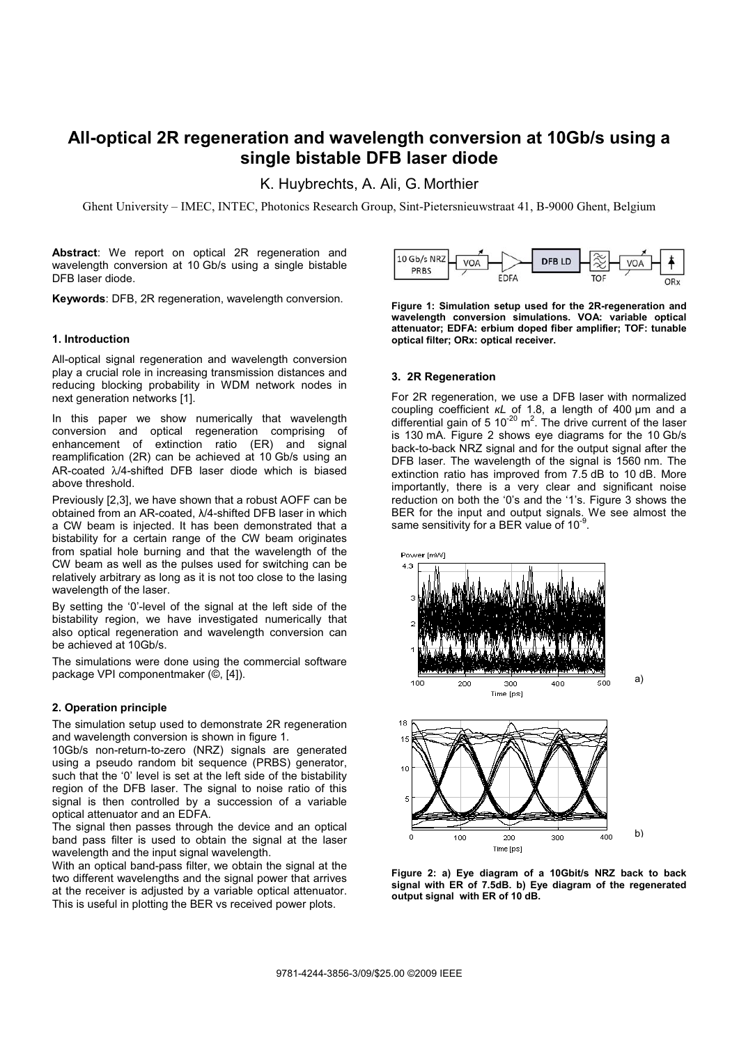# All-optical 2R regeneration and wavelength conversion at 10Gb/s using a single bistable DFB laser diode

K. Huybrechts, A. Ali, G. Morthier

Ghent University – IMEC, INTEC, Photonics Research Group, Sint-Pietersnieuwstraat 41, B-9000 Ghent, Belgium

**Abstract**: We report on optical 2R regeneration and wavelength conversion at 10 Gb/s using a single bistable DFB laser diode.

**Keywords**: DFB, 2R regeneration, wavelength conversion.

### 1. Introduction

All-optical signal regeneration and wavelength conversion play a crucial role in increasing transmission distances and reducing blocking probability in WDM network nodes in next generation networks [1].

In this paper we show numerically that wavelength conversion and optical regeneration comprising of enhancement of extinction ratio (ER) and signal reamplification (2R) can be achieved at 10 Gb/s using an AR-coated λ/4-shifted DFB laser diode which is biased above threshold.

Previously [2,3], we have shown that a robust AOFF can be obtained from an AR-coated, λ/4-shifted DFB laser in which a CW beam is injected. It has been demonstrated that a bistability for a certain range of the CW beam originates from spatial hole burning and that the wavelength of the CW beam as well as the pulses used for switching can be relatively arbitrary as long as it is not too close to the lasing wavelength of the laser.

By setting the '0'-level of the signal at the left side of the bistability region, we have investigated numerically that also optical regeneration and wavelength conversion can be achieved at 10Gb/s.

The simulations were done using the commercial software package VPI componentmaker (©, [4]).

### 2. Operation principle

The simulation setup used to demonstrate 2R regeneration and wavelength conversion is shown in figure 1.

10Gb/s non-return-to-zero (NRZ) signals are generated using a pseudo random bit sequence (PRBS) generator, such that the '0' level is set at the left side of the bistability region of the DFB laser. The signal to noise ratio of this signal is then controlled by a succession of a variable optical attenuator and an EDFA.

The signal then passes through the device and an optical band pass filter is used to obtain the signal at the laser wavelength and the input signal wavelength.

With an optical band-pass filter, we obtain the signal at the two different wavelengths and the signal power that arrives at the receiver is adjusted by a variable optical attenuator. This is useful in plotting the BER vs received power plots.

**Figure 1: Simulation setup used for the 2R-regeneration and wavelength conversion simulations. VOA: variable optical attenuator; EDFA: erbium doped fiber amplifier; TOF: tunable optical filter; ORx: optical receiver.**

### 3. 2R Regeneration

For 2R regeneration, we use a DFB laser with normalized coupling coefficient $\kappa L$ of 1.8, a length of 400 µm and a differential gain of $5\ 10^{-20}\ m^2$. The drive current of the laser is 130 mA. Figure 2 shows eye diagrams for the 10 Gb/s back-to-back NRZ signal and for the output signal after the DFB laser. The wavelength of the signal is 1560 nm. The extinction ratio has improved from 7.5 dB to 10 dB. More importantly, there is a very clear and significant noise reduction on both the '0's and the '1's. Figure 3 shows the BER for the input and output signals. We see almost the same sensitivity for a BER value of $10^{-9}$.

**Figure 2: a) Eye diagram of a 10Gbit/s NRZ back to back signal with ER of 7.5dB. b) Eye diagram of the regenerated output signal with ER of 10 dB.**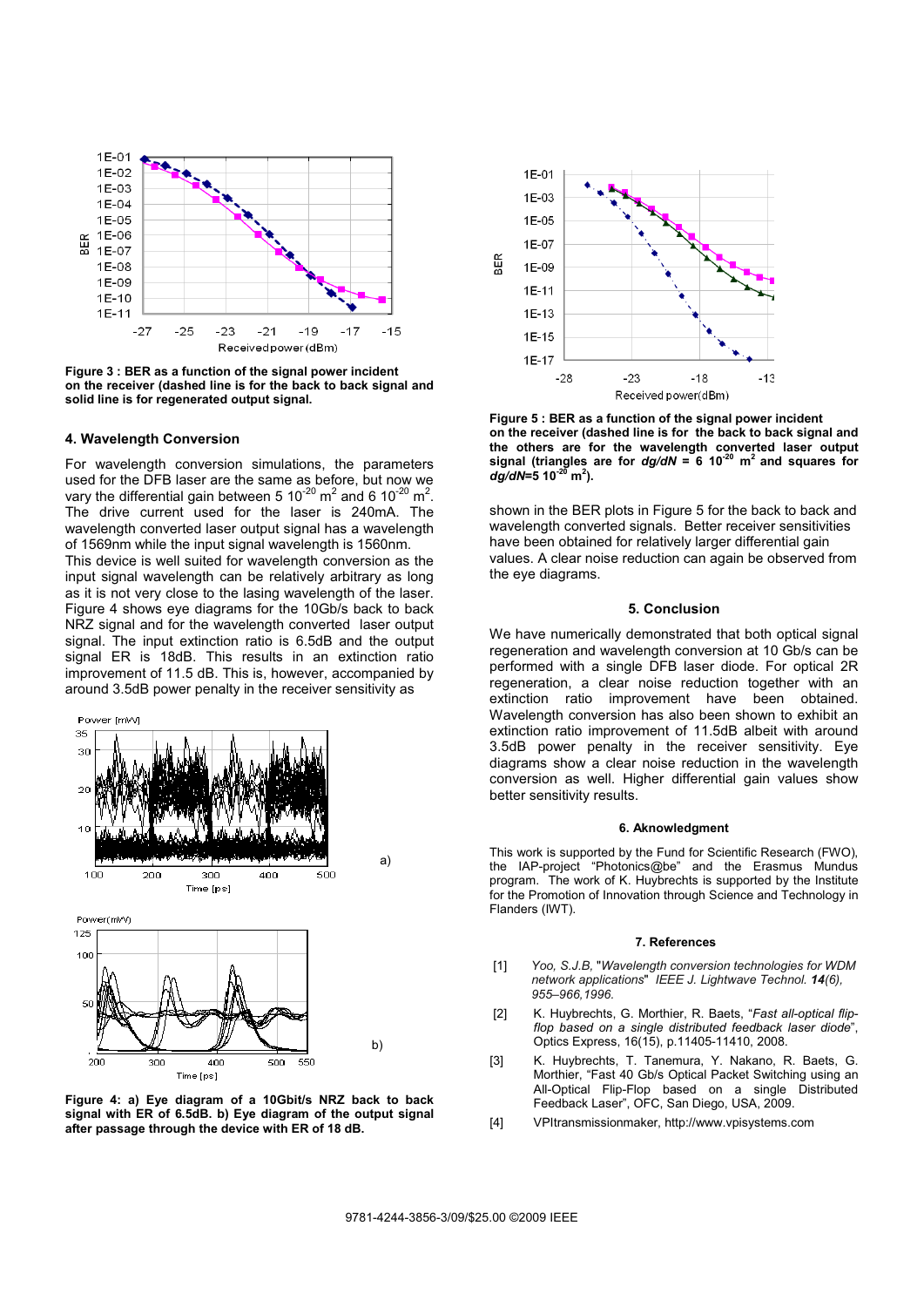1E-01
1E-02
1E-03
1E-04
1E-05
1E-06
1E-07
1E-08
1E-09
1E-10
1E-11

BER

-27 -25 -23 -21 -19 -17 -15

Received power (dBm)

**Figure 3 : BER as a function of the signal power incident on the receiver (dashed line is for the back to back signal and solid line is for regenerated output signal.**

## 4. Wavelength Conversion

For wavelength conversion simulations, the parameters used for the DFB laser are the same as before, but now we vary the differential gain between 5 $10^{-20}$ $m^2$ and 6 $10^{-20}$ $m^2$. The drive current used for the laser is 240mA. The wavelength converted laser output signal has a wavelength of 1569nm while the input signal wavelength is 1560nm. This device is well suited for wavelength conversion as the input signal wavelength can be relatively arbitrary as long as it is not very close to the lasing wavelength of the laser. Figure 4 shows eye diagrams for the 10Gb/s back to back NRZ signal and for the wavelength converted laser output signal. The input extinction ratio is 6.5dB and the output signal ER is 18dB. This results in an extinction ratio improvement of 11.5 dB. This is, however, accompanied by around 3.5dB power penalty in the receiver sensitivity as

Power [mW]

35
30
20
10

100 200 300 400 500

Time [ps]

a)

Power(mW)

125
100
50

200 300 400 500 550

Time [ps]

b)

**Figure 4: a) Eye diagram of a 10Gbit/s NRZ back to back signal with ER of 6.5dB. b) Eye diagram of the output signal after passage through the device with ER of 18 dB.**

1E-01
1E-03
1E-05
1E-07
1E-09
1E-11
1E-13
1E-15
1E-17

BER

-28 -23 -18 -13

Received power(dBm)

**Figure 5 : BER as a function of the signal power incident on the receiver (dashed line is for the back to back signal and the others are for the wavelength converted laser output signal (triangles are for *dg/dN* = 6 $10^{-20}$ $m^2$ and squares for *dg/dN*=5 $10^{-20}$ $m^2$).**

shown in the BER plots in Figure 5 for the back to back and wavelength converted signals. Better receiver sensitivities have been obtained for relatively larger differential gain values. A clear noise reduction can again be observed from the eye diagrams.

## 5. Conclusion

We have numerically demonstrated that both optical signal regeneration and wavelength conversion at 10 Gb/s can be performed with a single DFB laser diode. For optical 2R regeneration, a clear noise reduction together with an extinction ratio improvement have been obtained. Wavelength conversion has also been shown to exhibit an extinction ratio improvement of 11.5dB albeit with around 3.5dB power penalty in the receiver sensitivity. Eye diagrams show a clear noise reduction in the wavelength conversion as well. Higher differential gain values show better sensitivity results.

## 6. Aknowledgment

This work is supported by the Fund for Scientific Research (FWO), the IAP-project "Photonics@be" and the Erasmus Mundus program. The work of K. Huybrechts is supported by the Institute for the Promotion of Innovation through Science and Technology in Flanders (IWT).

## 7. References

[1] *Yoo, S.J.B,* "*Wavelength conversion technologies for WDM network applications*" *IEEE J. Lightwave Technol.* ***14****(6), 955–966,1996.*

[2] K. Huybrechts, G. Morthier, R. Baets, "*Fast all-optical flip-flop based on a single distributed feedback laser diode*", Optics Express, 16(15), p.11405-11410, 2008.

[3] K. Huybrechts, T. Tanemura, Y. Nakano, R. Baets, G. Morthier, "Fast 40 Gb/s Optical Packet Switching using an All-Optical Flip-Flop based on a single Distributed Feedback Laser", OFC, San Diego, USA, 2009.

[4] VPItransmissionmaker, http://www.vpisystems.com

9781-4244-3856-3/09/$25.00 ©2009 IEEE